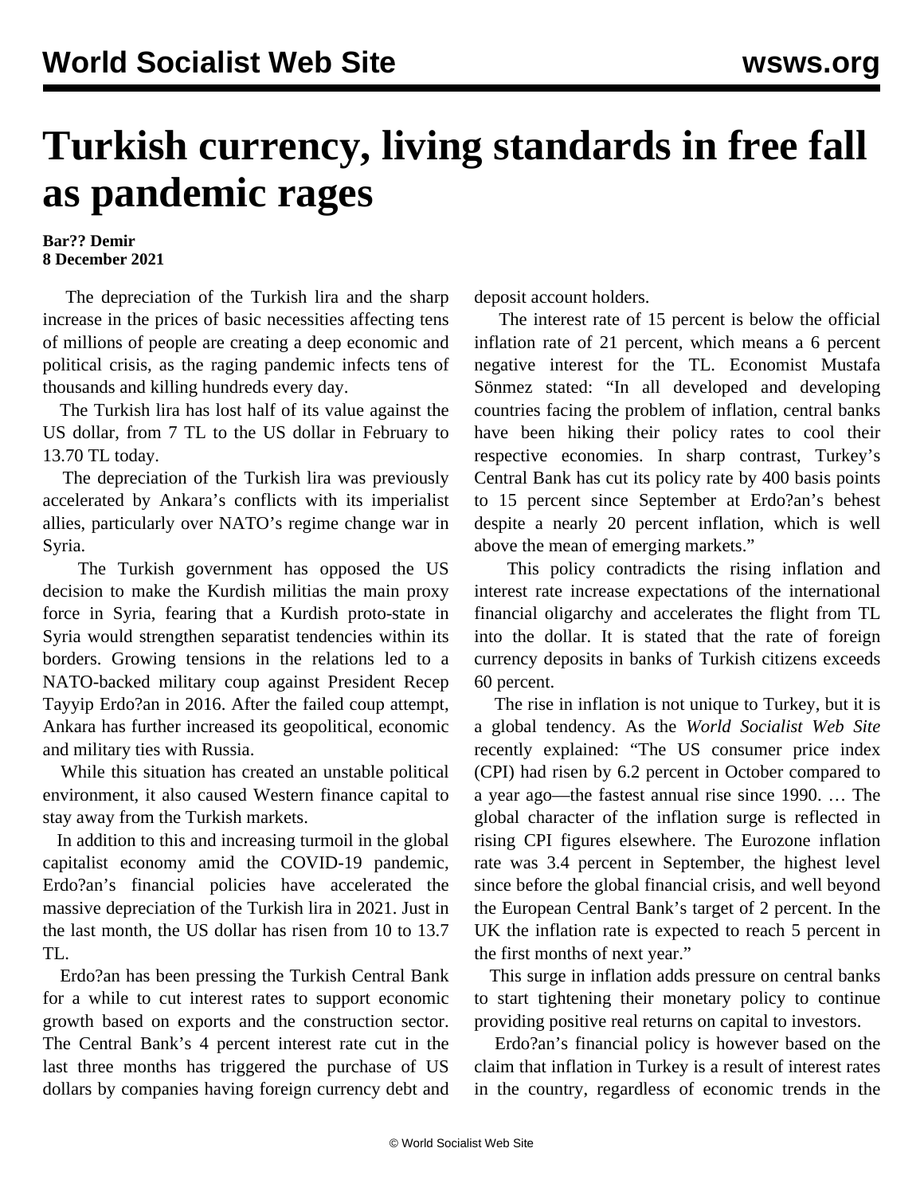# Turkish currency, living standards in free fall as pandemic rages

**Bar?? Demir**
**8 December 2021**

The depreciation of the Turkish lira and the sharp increase in the prices of basic necessities affecting tens of millions of people are creating a deep economic and political crisis, as the raging pandemic infects tens of thousands and killing hundreds every day.

The Turkish lira has lost half of its value against the US dollar, from 7 TL to the US dollar in February to 13.70 TL today.

The depreciation of the Turkish lira was previously accelerated by Ankara's conflicts with its imperialist allies, particularly over NATO's regime change war in Syria.

The Turkish government has opposed the US decision to make the Kurdish militias the main proxy force in Syria, fearing that a Kurdish proto-state in Syria would strengthen separatist tendencies within its borders. Growing tensions in the relations led to a NATO-backed military coup against President Recep Tayyip Erdo?an in 2016. After the failed coup attempt, Ankara has further increased its geopolitical, economic and military ties with Russia.

While this situation has created an unstable political environment, it also caused Western finance capital to stay away from the Turkish markets.

In addition to this and increasing turmoil in the global capitalist economy amid the COVID-19 pandemic, Erdo?an's financial policies have accelerated the massive depreciation of the Turkish lira in 2021. Just in the last month, the US dollar has risen from 10 to 13.7 TL.

Erdo?an has been pressing the Turkish Central Bank for a while to cut interest rates to support economic growth based on exports and the construction sector. The Central Bank's 4 percent interest rate cut in the last three months has triggered the purchase of US dollars by companies having foreign currency debt and deposit account holders.

The interest rate of 15 percent is below the official inflation rate of 21 percent, which means a 6 percent negative interest for the TL. Economist Mustafa Sönmez stated: "In all developed and developing countries facing the problem of inflation, central banks have been hiking their policy rates to cool their respective economies. In sharp contrast, Turkey's Central Bank has cut its policy rate by 400 basis points to 15 percent since September at Erdo?an's behest despite a nearly 20 percent inflation, which is well above the mean of emerging markets."

This policy contradicts the rising inflation and interest rate increase expectations of the international financial oligarchy and accelerates the flight from TL into the dollar. It is stated that the rate of foreign currency deposits in banks of Turkish citizens exceeds 60 percent.

The rise in inflation is not unique to Turkey, but it is a global tendency. As the *World Socialist Web Site* recently explained: "The US consumer price index (CPI) had risen by 6.2 percent in October compared to a year ago—the fastest annual rise since 1990. … The global character of the inflation surge is reflected in rising CPI figures elsewhere. The Eurozone inflation rate was 3.4 percent in September, the highest level since before the global financial crisis, and well beyond the European Central Bank's target of 2 percent. In the UK the inflation rate is expected to reach 5 percent in the first months of next year."

This surge in inflation adds pressure on central banks to start tightening their monetary policy to continue providing positive real returns on capital to investors.

Erdo?an's financial policy is however based on the claim that inflation in Turkey is a result of interest rates in the country, regardless of economic trends in the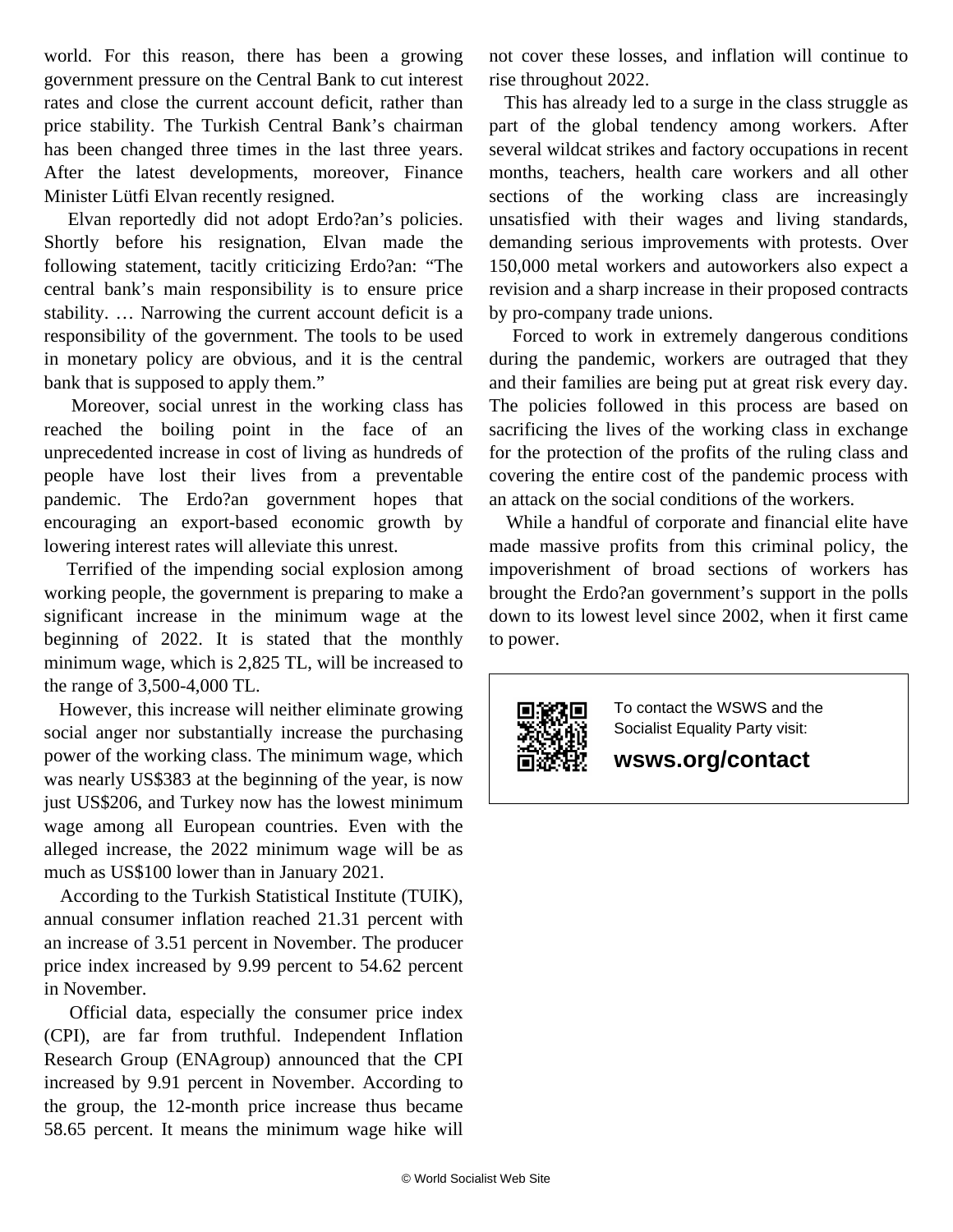world. For this reason, there has been a growing government pressure on the Central Bank to cut interest rates and close the current account deficit, rather than price stability. The Turkish Central Bank's chairman has been changed three times in the last three years. After the latest developments, moreover, Finance Minister Lütfi Elvan recently resigned.

Elvan reportedly did not adopt Erdo?an's policies. Shortly before his resignation, Elvan made the following statement, tacitly criticizing Erdo?an: "The central bank's main responsibility is to ensure price stability. … Narrowing the current account deficit is a responsibility of the government. The tools to be used in monetary policy are obvious, and it is the central bank that is supposed to apply them."

Moreover, social unrest in the working class has reached the boiling point in the face of an unprecedented increase in cost of living as hundreds of people have lost their lives from a preventable pandemic. The Erdo?an government hopes that encouraging an export-based economic growth by lowering interest rates will alleviate this unrest.

Terrified of the impending social explosion among working people, the government is preparing to make a significant increase in the minimum wage at the beginning of 2022. It is stated that the monthly minimum wage, which is 2,825 TL, will be increased to the range of 3,500-4,000 TL.

However, this increase will neither eliminate growing social anger nor substantially increase the purchasing power of the working class. The minimum wage, which was nearly US$383 at the beginning of the year, is now just US$206, and Turkey now has the lowest minimum wage among all European countries. Even with the alleged increase, the 2022 minimum wage will be as much as US$100 lower than in January 2021.

According to the Turkish Statistical Institute (TUIK), annual consumer inflation reached 21.31 percent with an increase of 3.51 percent in November. The producer price index increased by 9.99 percent to 54.62 percent in November.

Official data, especially the consumer price index (CPI), are far from truthful. Independent Inflation Research Group (ENAgroup) announced that the CPI increased by 9.91 percent in November. According to the group, the 12-month price increase thus became 58.65 percent. It means the minimum wage hike will not cover these losses, and inflation will continue to rise throughout 2022.

This has already led to a surge in the class struggle as part of the global tendency among workers. After several wildcat strikes and factory occupations in recent months, teachers, health care workers and all other sections of the working class are increasingly unsatisfied with their wages and living standards, demanding serious improvements with protests. Over 150,000 metal workers and autoworkers also expect a revision and a sharp increase in their proposed contracts by pro-company trade unions.

Forced to work in extremely dangerous conditions during the pandemic, workers are outraged that they and their families are being put at great risk every day. The policies followed in this process are based on sacrificing the lives of the working class in exchange for the protection of the profits of the ruling class and covering the entire cost of the pandemic process with an attack on the social conditions of the workers.

While a handful of corporate and financial elite have made massive profits from this criminal policy, the impoverishment of broad sections of workers has brought the Erdo?an government's support in the polls down to its lowest level since 2002, when it first came to power.

To contact the WSWS and the Socialist Equality Party visit:

**wsws.org/contact**